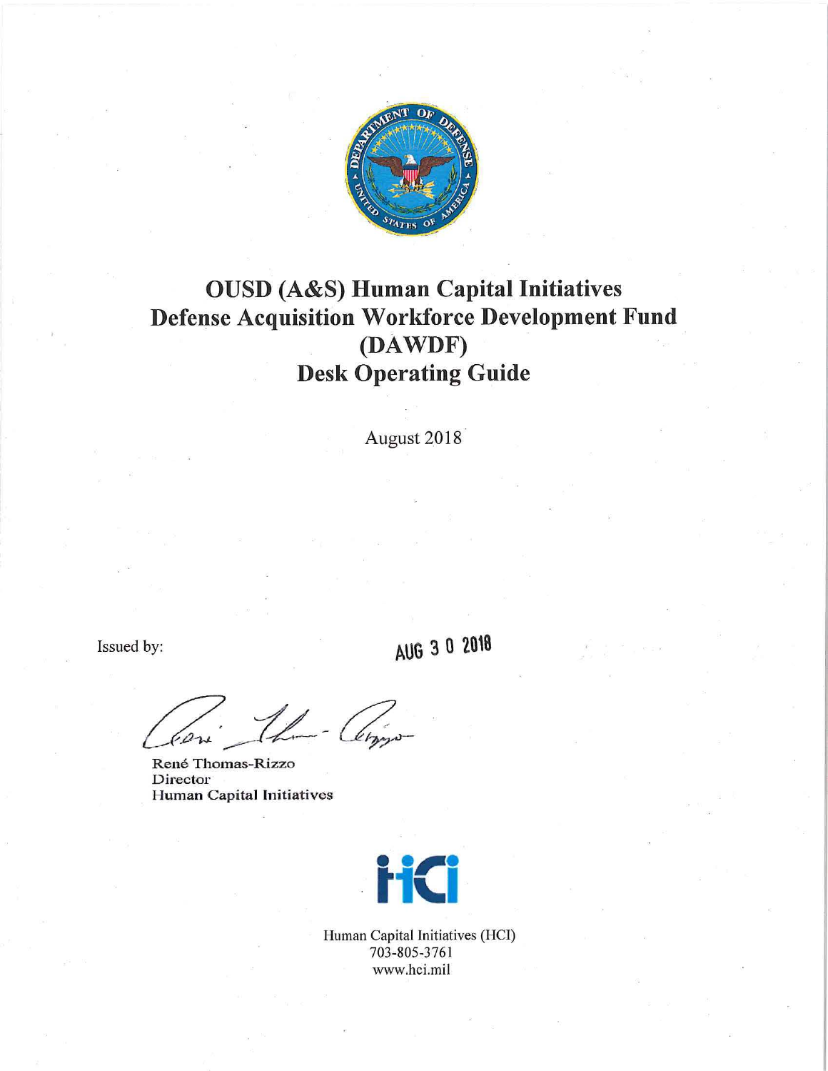# OUSD (A&S) Human Capital Initiatives Defense Acquisition Workforce Development Fund (DAWDF) Desk Operating Guide

August 2018

Issued by:

AUG 30 2018

René Thomas-Rizzo
Director
Human Capital Initiatives

Human Capital Initiatives (HCI)
703-805-3761
www.hci.mil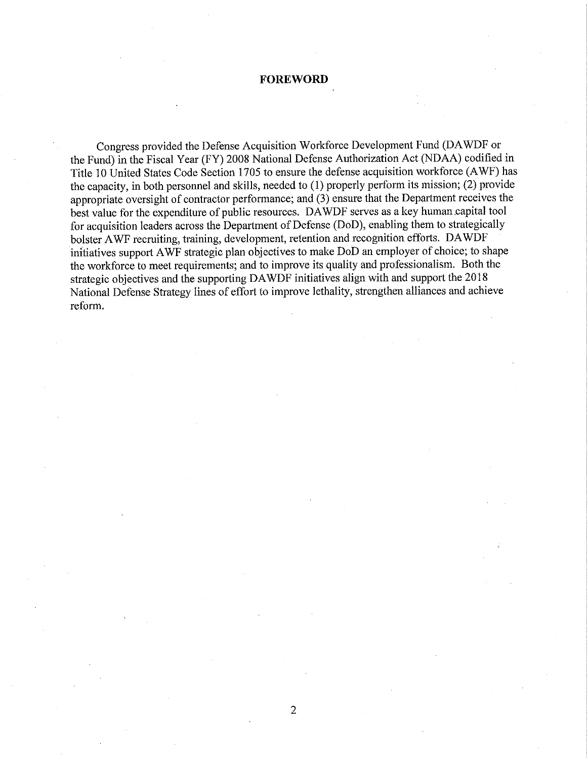## FOREWORD

Congress provided the Defense Acquisition Workforce Development Fund (DAWDF or the Fund) in the Fiscal Year (FY) 2008 National Defense Authorization Act (NDAA) codified in Title 10 United States Code Section 1705 to ensure the defense acquisition workforce (AWF) has the capacity, in both personnel and skills, needed to (1) properly perform its mission; (2) provide appropriate oversight of contractor performance; and (3) ensure that the Department receives the best value for the expenditure of public resources. DAWDF serves as a key human capital tool for acquisition leaders across the Department of Defense (DoD), enabling them to strategically bolster AWF recruiting, training, development, retention and recognition efforts. DAWDF initiatives support AWF strategic plan objectives to make DoD an employer of choice; to shape the workforce to meet requirements; and to improve its quality and professionalism. Both the strategic objectives and the supporting DAWDF initiatives align with and support the 2018 National Defense Strategy lines of effort to improve lethality, strengthen alliances and achieve reform.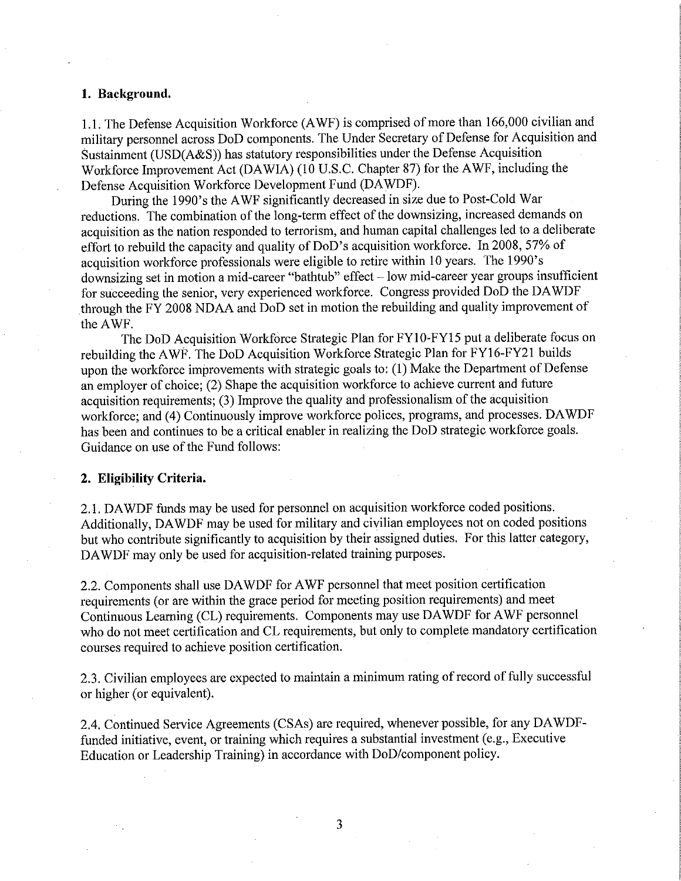## 1. Background.

1.1. The Defense Acquisition Workforce (AWF) is comprised of more than 166,000 civilian and military personnel across DoD components. The Under Secretary of Defense for Acquisition and Sustainment (USD(A&S)) has statutory responsibilities under the Defense Acquisition Workforce Improvement Act (DAWIA) (10 U.S.C. Chapter 87) for the AWF, including the Defense Acquisition Workforce Development Fund (DAWDF).

During the 1990's the AWF significantly decreased in size due to Post-Cold War reductions. The combination of the long-term effect of the downsizing, increased demands on acquisition as the nation responded to terrorism, and human capital challenges led to a deliberate effort to rebuild the capacity and quality of DoD's acquisition workforce. In 2008, 57% of acquisition workforce professionals were eligible to retire within 10 years. The 1990's downsizing set in motion a mid-career "bathtub" effect – low mid-career year groups insufficient for succeeding the senior, very experienced workforce. Congress provided DoD the DAWDF through the FY 2008 NDAA and DoD set in motion the rebuilding and quality improvement of the AWF.

The DoD Acquisition Workforce Strategic Plan for FY10-FY15 put a deliberate focus on rebuilding the AWF. The DoD Acquisition Workforce Strategic Plan for FY16-FY21 builds upon the workforce improvements with strategic goals to: (1) Make the Department of Defense an employer of choice; (2) Shape the acquisition workforce to achieve current and future acquisition requirements; (3) Improve the quality and professionalism of the acquisition workforce; and (4) Continuously improve workforce polices, programs, and processes. DAWDF has been and continues to be a critical enabler in realizing the DoD strategic workforce goals. Guidance on use of the Fund follows:

## 2. Eligibility Criteria.

2.1. DAWDF funds may be used for personnel on acquisition workforce coded positions. Additionally, DAWDF may be used for military and civilian employees not on coded positions but who contribute significantly to acquisition by their assigned duties. For this latter category, DAWDF may only be used for acquisition-related training purposes.

2.2. Components shall use DAWDF for AWF personnel that meet position certification requirements (or are within the grace period for meeting position requirements) and meet Continuous Learning (CL) requirements. Components may use DAWDF for AWF personnel who do not meet certification and CL requirements, but only to complete mandatory certification courses required to achieve position certification.

2.3. Civilian employees are expected to maintain a minimum rating of record of fully successful or higher (or equivalent).

2.4. Continued Service Agreements (CSAs) are required, whenever possible, for any DAWDF-funded initiative, event, or training which requires a substantial investment (e.g., Executive Education or Leadership Training) in accordance with DoD/component policy.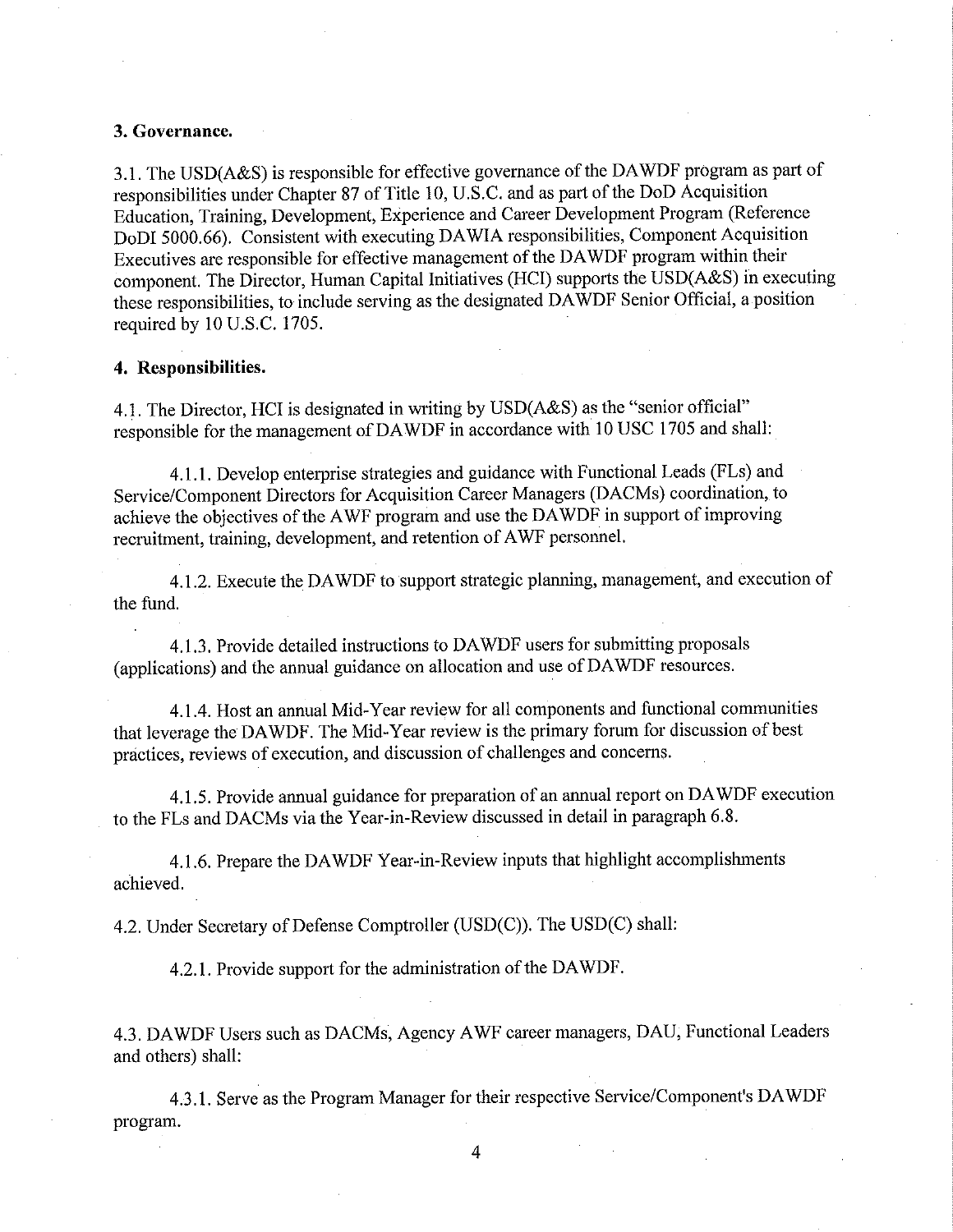**3. Governance.**

3.1. The USD(A&S) is responsible for effective governance of the DAWDF program as part of responsibilities under Chapter 87 of Title 10, U.S.C. and as part of the DoD Acquisition Education, Training, Development, Experience and Career Development Program (Reference DoDI 5000.66). Consistent with executing DAWIA responsibilities, Component Acquisition Executives are responsible for effective management of the DAWDF program within their component. The Director, Human Capital Initiatives (HCI) supports the USD(A&S) in executing these responsibilities, to include serving as the designated DAWDF Senior Official, a position required by 10 U.S.C. 1705.

**4. Responsibilities.**

4.1. The Director, HCI is designated in writing by USD(A&S) as the "senior official" responsible for the management of DAWDF in accordance with 10 USC 1705 and shall:

4.1.1. Develop enterprise strategies and guidance with Functional Leads (FLs) and Service/Component Directors for Acquisition Career Managers (DACMs) coordination, to achieve the objectives of the AWF program and use the DAWDF in support of improving recruitment, training, development, and retention of AWF personnel.

4.1.2. Execute the DAWDF to support strategic planning, management, and execution of the fund.

4.1.3. Provide detailed instructions to DAWDF users for submitting proposals (applications) and the annual guidance on allocation and use of DAWDF resources.

4.1.4. Host an annual Mid-Year review for all components and functional communities that leverage the DAWDF. The Mid-Year review is the primary forum for discussion of best practices, reviews of execution, and discussion of challenges and concerns.

4.1.5. Provide annual guidance for preparation of an annual report on DAWDF execution to the FLs and DACMs via the Year-in-Review discussed in detail in paragraph 6.8.

4.1.6. Prepare the DAWDF Year-in-Review inputs that highlight accomplishments achieved.

4.2. Under Secretary of Defense Comptroller (USD(C)). The USD(C) shall:

4.2.1. Provide support for the administration of the DAWDF.

4.3. DAWDF Users such as DACMs, Agency AWF career managers, DAU, Functional Leaders and others) shall:

4.3.1. Serve as the Program Manager for their respective Service/Component's DAWDF program.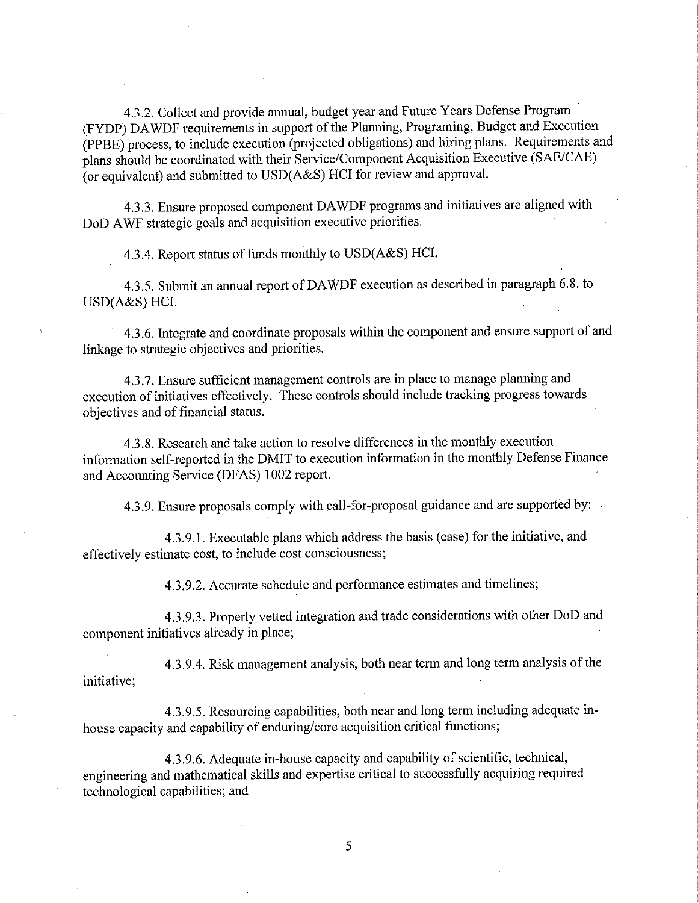4.3.2. Collect and provide annual, budget year and Future Years Defense Program (FYDP) DAWDF requirements in support of the Planning, Programing, Budget and Execution (PPBE) process, to include execution (projected obligations) and hiring plans. Requirements and plans should be coordinated with their Service/Component Acquisition Executive (SAE/CAE) (or equivalent) and submitted to USD(A&S) HCI for review and approval.

4.3.3. Ensure proposed component DAWDF programs and initiatives are aligned with DoD AWF strategic goals and acquisition executive priorities.

4.3.4. Report status of funds monthly to USD(A&S) HCI.

4.3.5. Submit an annual report of DAWDF execution as described in paragraph 6.8. to USD(A&S) HCI.

4.3.6. Integrate and coordinate proposals within the component and ensure support of and linkage to strategic objectives and priorities.

4.3.7. Ensure sufficient management controls are in place to manage planning and execution of initiatives effectively. These controls should include tracking progress towards objectives and of financial status.

4.3.8. Research and take action to resolve differences in the monthly execution information self-reported in the DMIT to execution information in the monthly Defense Finance and Accounting Service (DFAS) 1002 report.

4.3.9. Ensure proposals comply with call-for-proposal guidance and are supported by:

4.3.9.1. Executable plans which address the basis (case) for the initiative, and effectively estimate cost, to include cost consciousness;

4.3.9.2. Accurate schedule and performance estimates and timelines;

4.3.9.3. Properly vetted integration and trade considerations with other DoD and component initiatives already in place;

4.3.9.4. Risk management analysis, both near term and long term analysis of the initiative;

4.3.9.5. Resourcing capabilities, both near and long term including adequate in-house capacity and capability of enduring/core acquisition critical functions;

4.3.9.6. Adequate in-house capacity and capability of scientific, technical, engineering and mathematical skills and expertise critical to successfully acquiring required technological capabilities; and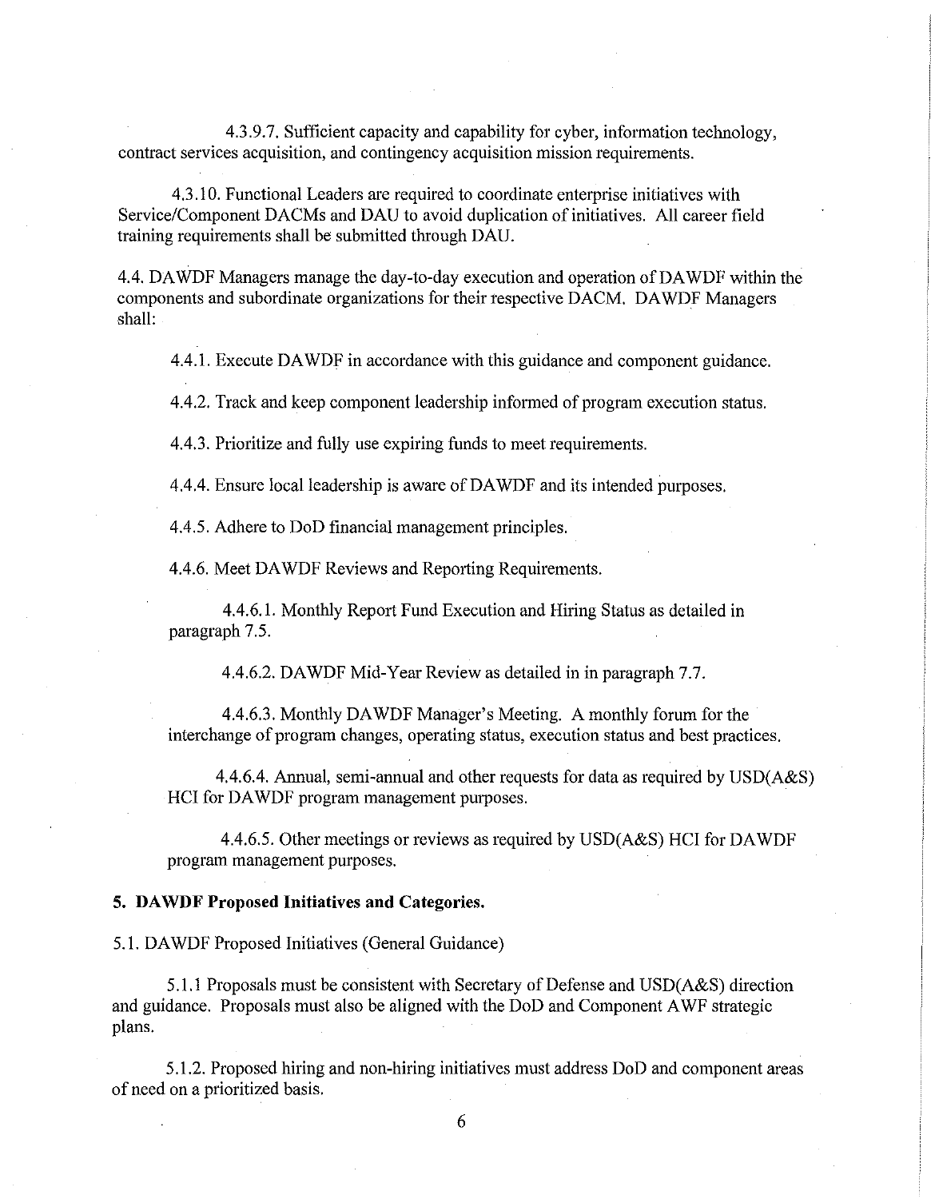4.3.9.7. Sufficient capacity and capability for cyber, information technology, contract services acquisition, and contingency acquisition mission requirements.

4.3.10. Functional Leaders are required to coordinate enterprise initiatives with Service/Component DACMs and DAU to avoid duplication of initiatives. All career field training requirements shall be submitted through DAU.

4.4. DAWDF Managers manage the day-to-day execution and operation of DAWDF within the components and subordinate organizations for their respective DACM. DAWDF Managers shall:

4.4.1. Execute DAWDF in accordance with this guidance and component guidance.

4.4.2. Track and keep component leadership informed of program execution status.

4.4.3. Prioritize and fully use expiring funds to meet requirements.

4.4.4. Ensure local leadership is aware of DAWDF and its intended purposes.

4.4.5. Adhere to DoD financial management principles.

4.4.6. Meet DAWDF Reviews and Reporting Requirements.

4.4.6.1. Monthly Report Fund Execution and Hiring Status as detailed in paragraph 7.5.

4.4.6.2. DAWDF Mid-Year Review as detailed in in paragraph 7.7.

4.4.6.3. Monthly DAWDF Manager's Meeting. A monthly forum for the interchange of program changes, operating status, execution status and best practices.

4.4.6.4. Annual, semi-annual and other requests for data as required by USD(A&S) HCI for DAWDF program management purposes.

4.4.6.5. Other meetings or reviews as required by USD(A&S) HCI for DAWDF program management purposes.

**5. DAWDF Proposed Initiatives and Categories.**

5.1. DAWDF Proposed Initiatives (General Guidance)

5.1.1 Proposals must be consistent with Secretary of Defense and USD(A&S) direction and guidance. Proposals must also be aligned with the DoD and Component AWF strategic plans.

5.1.2. Proposed hiring and non-hiring initiatives must address DoD and component areas of need on a prioritized basis.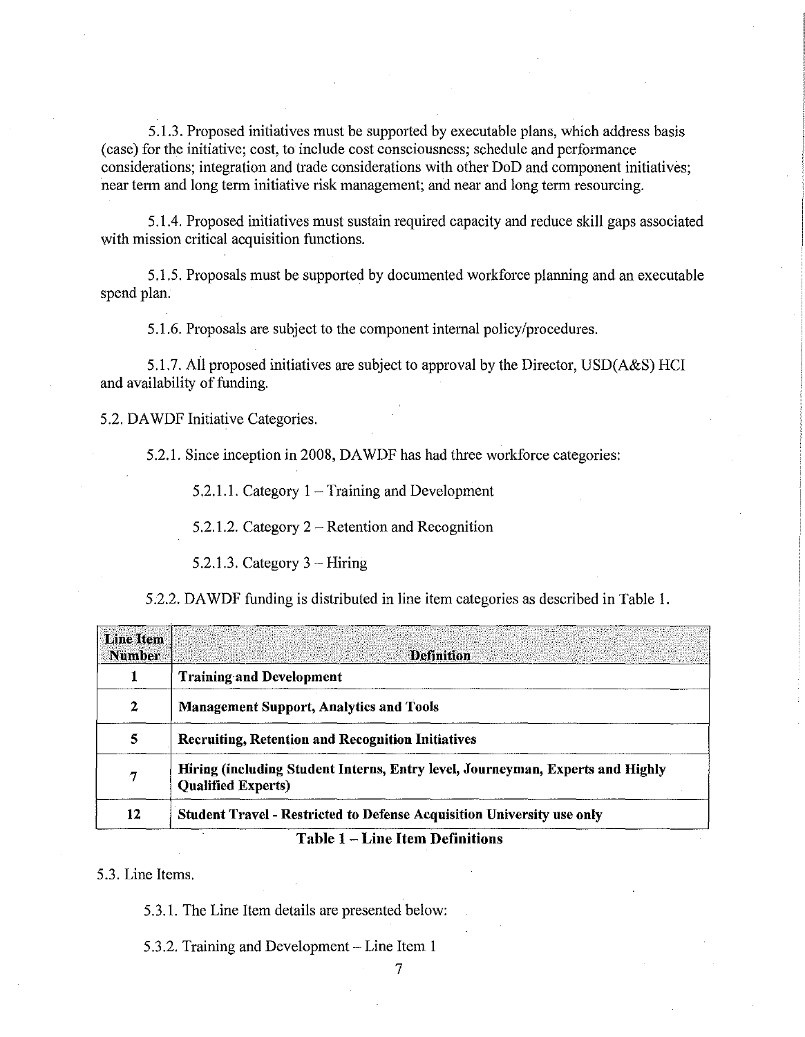5.1.3. Proposed initiatives must be supported by executable plans, which address basis (case) for the initiative; cost, to include cost consciousness; schedule and performance considerations; integration and trade considerations with other DoD and component initiatives; near term and long term initiative risk management; and near and long term resourcing.

5.1.4. Proposed initiatives must sustain required capacity and reduce skill gaps associated with mission critical acquisition functions.

5.1.5. Proposals must be supported by documented workforce planning and an executable spend plan.

5.1.6. Proposals are subject to the component internal policy/procedures.

5.1.7. All proposed initiatives are subject to approval by the Director, USD(A&S) HCI and availability of funding.

5.2. DAWDF Initiative Categories.

5.2.1. Since inception in 2008, DAWDF has had three workforce categories:

5.2.1.1. Category 1 – Training and Development

5.2.1.2. Category 2 – Retention and Recognition

5.2.1.3. Category 3 – Hiring

5.2.2. DAWDF funding is distributed in line item categories as described in Table 1.

| Line Item Number | Definition |
|---|---|
| 1 | **Training and Development** |
| 2 | **Management Support, Analytics and Tools** |
| 5 | **Recruiting, Retention and Recognition Initiatives** |
| 7 | **Hiring (including Student Interns, Entry level, Journeyman, Experts and Highly Qualified Experts)** |
| 12 | **Student Travel - Restricted to Defense Acquisition University use only** |

**Table 1 – Line Item Definitions**

5.3. Line Items.

5.3.1. The Line Item details are presented below:

5.3.2. Training and Development – Line Item 1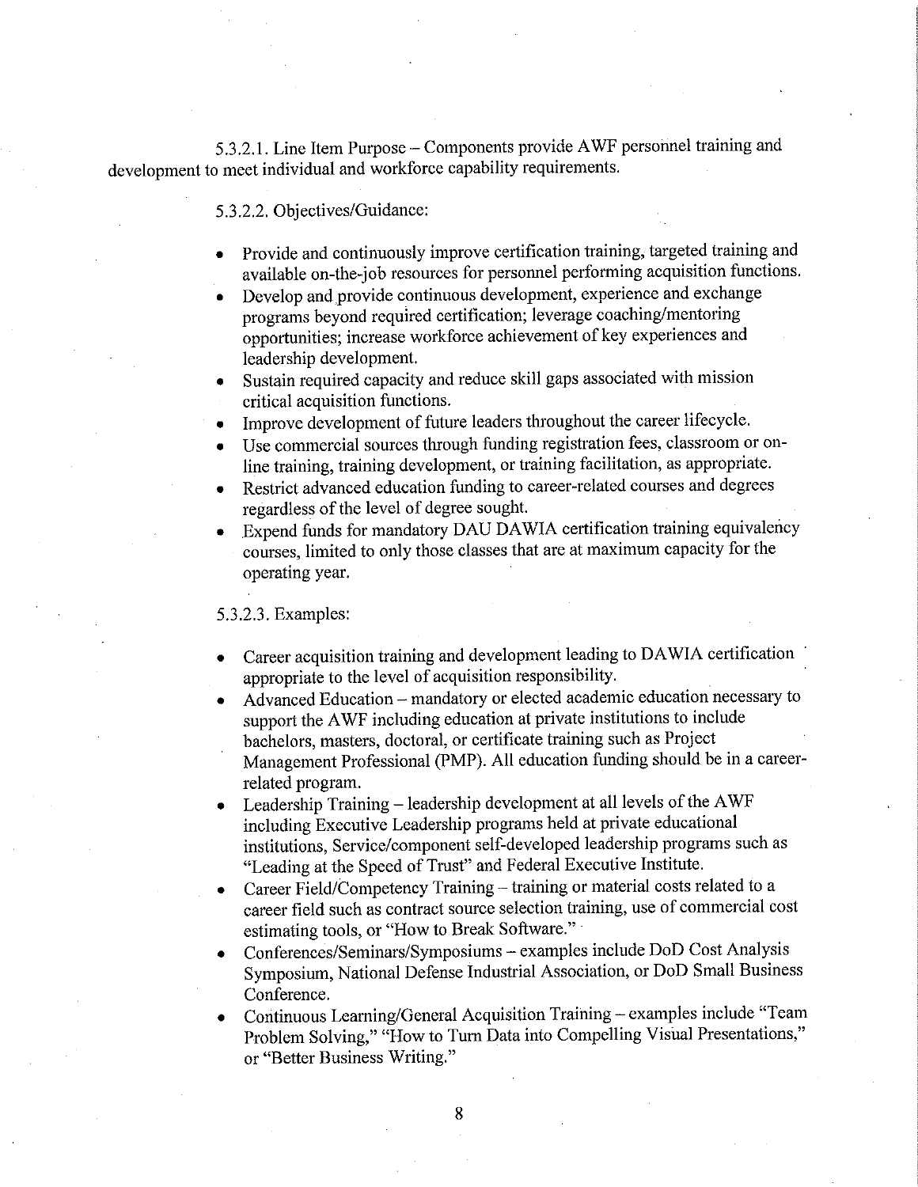5.3.2.1. Line Item Purpose – Components provide AWF personnel training and development to meet individual and workforce capability requirements.

5.3.2.2. Objectives/Guidance:

- Provide and continuously improve certification training, targeted training and available on-the-job resources for personnel performing acquisition functions.
- Develop and provide continuous development, experience and exchange programs beyond required certification; leverage coaching/mentoring opportunities; increase workforce achievement of key experiences and leadership development.
- Sustain required capacity and reduce skill gaps associated with mission critical acquisition functions.
- Improve development of future leaders throughout the career lifecycle.
- Use commercial sources through funding registration fees, classroom or on-line training, training development, or training facilitation, as appropriate.
- Restrict advanced education funding to career-related courses and degrees regardless of the level of degree sought.
- Expend funds for mandatory DAU DAWIA certification training equivalency courses, limited to only those classes that are at maximum capacity for the operating year.

5.3.2.3. Examples:

- Career acquisition training and development leading to DAWIA certification appropriate to the level of acquisition responsibility.
- Advanced Education – mandatory or elected academic education necessary to support the AWF including education at private institutions to include bachelors, masters, doctoral, or certificate training such as Project Management Professional (PMP). All education funding should be in a career-related program.
- Leadership Training – leadership development at all levels of the AWF including Executive Leadership programs held at private educational institutions, Service/component self-developed leadership programs such as "Leading at the Speed of Trust" and Federal Executive Institute.
- Career Field/Competency Training – training or material costs related to a career field such as contract source selection training, use of commercial cost estimating tools, or "How to Break Software."
- Conferences/Seminars/Symposiums – examples include DoD Cost Analysis Symposium, National Defense Industrial Association, or DoD Small Business Conference.
- Continuous Learning/General Acquisition Training – examples include "Team Problem Solving," "How to Turn Data into Compelling Visual Presentations," or "Better Business Writing."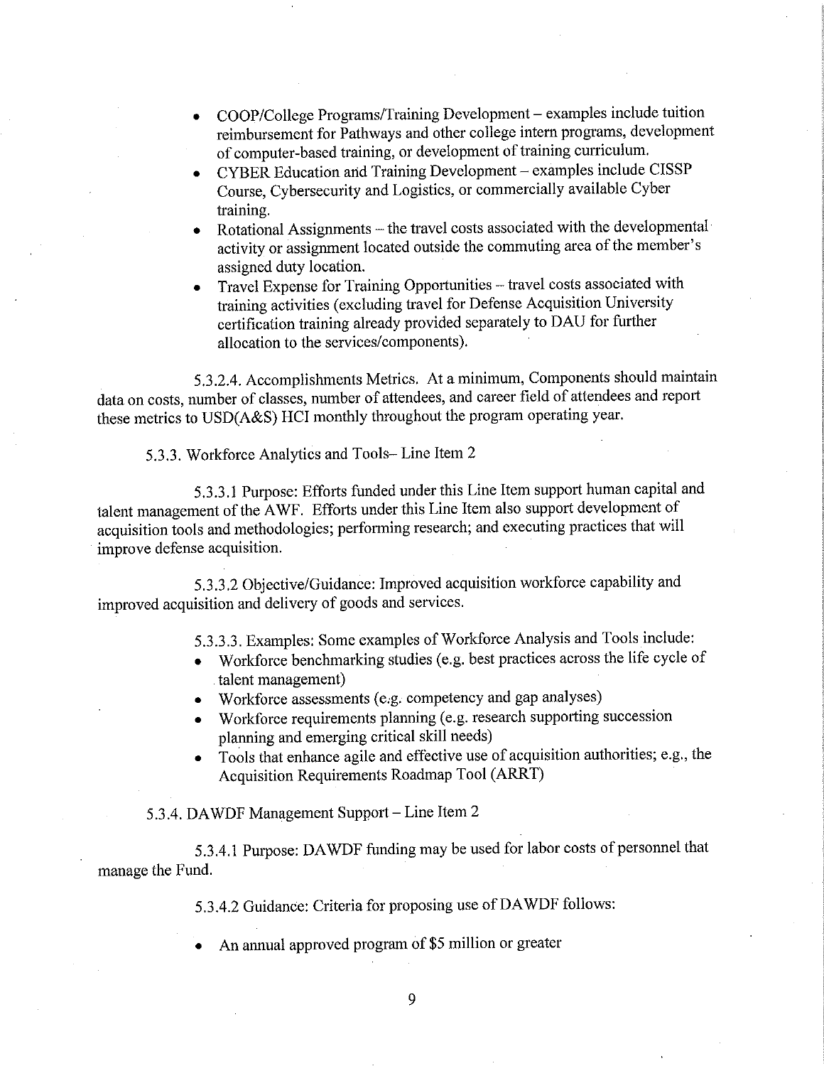- COOP/College Programs/Training Development – examples include tuition reimbursement for Pathways and other college intern programs, development of computer-based training, or development of training curriculum.
- CYBER Education and Training Development – examples include CISSP Course, Cybersecurity and Logistics, or commercially available Cyber training.
- Rotational Assignments – the travel costs associated with the developmental activity or assignment located outside the commuting area of the member's assigned duty location.
- Travel Expense for Training Opportunities – travel costs associated with training activities (excluding travel for Defense Acquisition University certification training already provided separately to DAU for further allocation to the services/components).

5.3.2.4. Accomplishments Metrics. At a minimum, Components should maintain data on costs, number of classes, number of attendees, and career field of attendees and report these metrics to USD(A&S) HCI monthly throughout the program operating year.

5.3.3. Workforce Analytics and Tools– Line Item 2

5.3.3.1 Purpose: Efforts funded under this Line Item support human capital and talent management of the AWF. Efforts under this Line Item also support development of acquisition tools and methodologies; performing research; and executing practices that will improve defense acquisition.

5.3.3.2 Objective/Guidance: Improved acquisition workforce capability and improved acquisition and delivery of goods and services.

5.3.3.3. Examples: Some examples of Workforce Analysis and Tools include:

- Workforce benchmarking studies (e.g. best practices across the life cycle of talent management)
- Workforce assessments (e.g. competency and gap analyses)
- Workforce requirements planning (e.g. research supporting succession planning and emerging critical skill needs)
- Tools that enhance agile and effective use of acquisition authorities; e.g., the Acquisition Requirements Roadmap Tool (ARRT)

5.3.4. DAWDF Management Support – Line Item 2

5.3.4.1 Purpose: DAWDF funding may be used for labor costs of personnel that manage the Fund.

5.3.4.2 Guidance: Criteria for proposing use of DAWDF follows:

- An annual approved program of $5 million or greater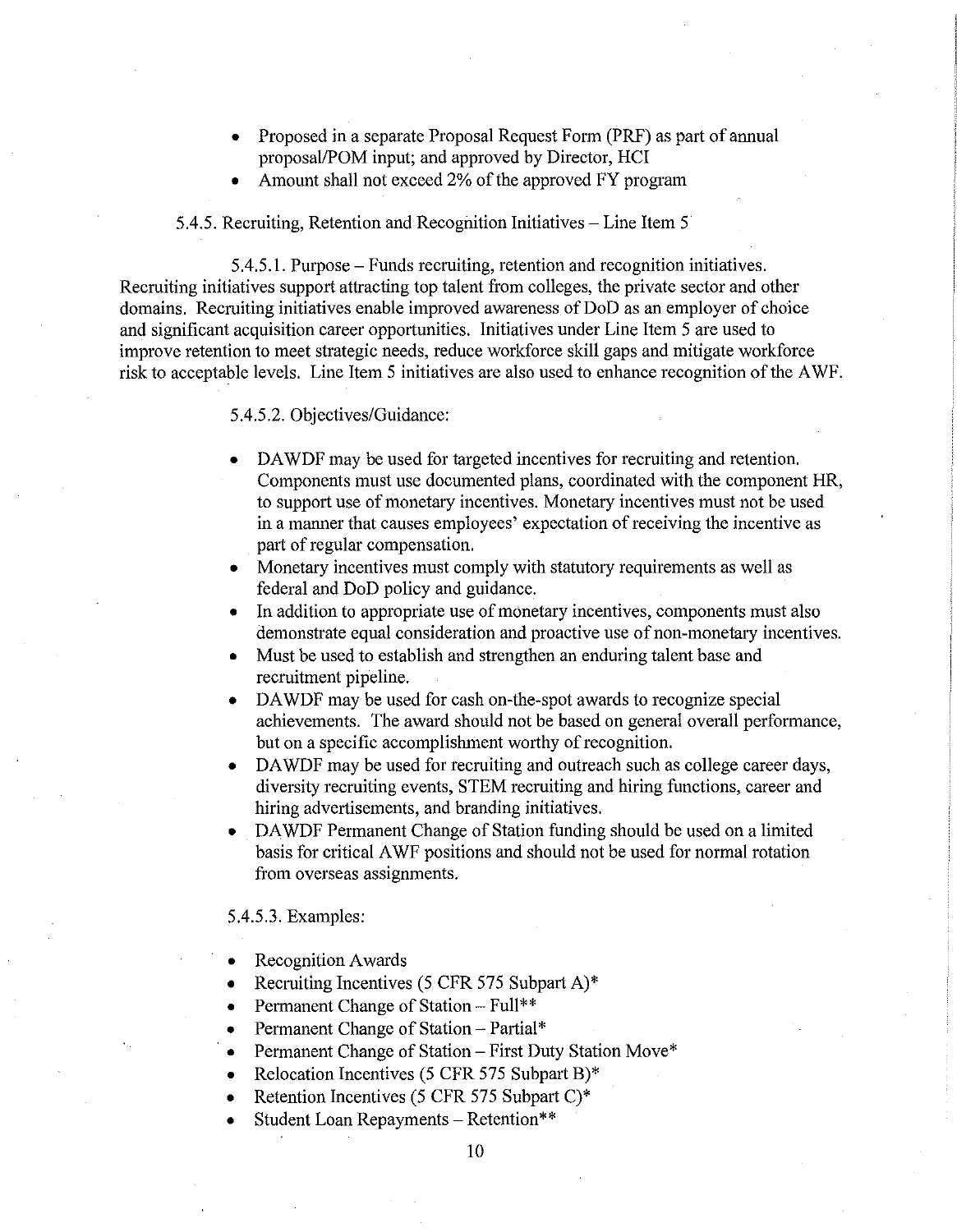- Proposed in a separate Proposal Request Form (PRF) as part of annual proposal/POM input; and approved by Director, HCI
- Amount shall not exceed 2% of the approved FY program

5.4.5. Recruiting, Retention and Recognition Initiatives – Line Item 5

5.4.5.1. Purpose – Funds recruiting, retention and recognition initiatives. Recruiting initiatives support attracting top talent from colleges, the private sector and other domains. Recruiting initiatives enable improved awareness of DoD as an employer of choice and significant acquisition career opportunities. Initiatives under Line Item 5 are used to improve retention to meet strategic needs, reduce workforce skill gaps and mitigate workforce risk to acceptable levels. Line Item 5 initiatives are also used to enhance recognition of the AWF.

5.4.5.2. Objectives/Guidance:

- DAWDF may be used for targeted incentives for recruiting and retention. Components must use documented plans, coordinated with the component HR, to support use of monetary incentives. Monetary incentives must not be used in a manner that causes employees' expectation of receiving the incentive as part of regular compensation.
- Monetary incentives must comply with statutory requirements as well as federal and DoD policy and guidance.
- In addition to appropriate use of monetary incentives, components must also demonstrate equal consideration and proactive use of non-monetary incentives.
- Must be used to establish and strengthen an enduring talent base and recruitment pipeline.
- DAWDF may be used for cash on-the-spot awards to recognize special achievements. The award should not be based on general overall performance, but on a specific accomplishment worthy of recognition.
- DAWDF may be used for recruiting and outreach such as college career days, diversity recruiting events, STEM recruiting and hiring functions, career and hiring advertisements, and branding initiatives.
- DAWDF Permanent Change of Station funding should be used on a limited basis for critical AWF positions and should not be used for normal rotation from overseas assignments.

5.4.5.3. Examples:

- Recognition Awards
- Recruiting Incentives (5 CFR 575 Subpart A)*
- Permanent Change of Station – Full**
- Permanent Change of Station – Partial*
- Permanent Change of Station – First Duty Station Move*
- Relocation Incentives (5 CFR 575 Subpart B)*
- Retention Incentives (5 CFR 575 Subpart C)*
- Student Loan Repayments – Retention**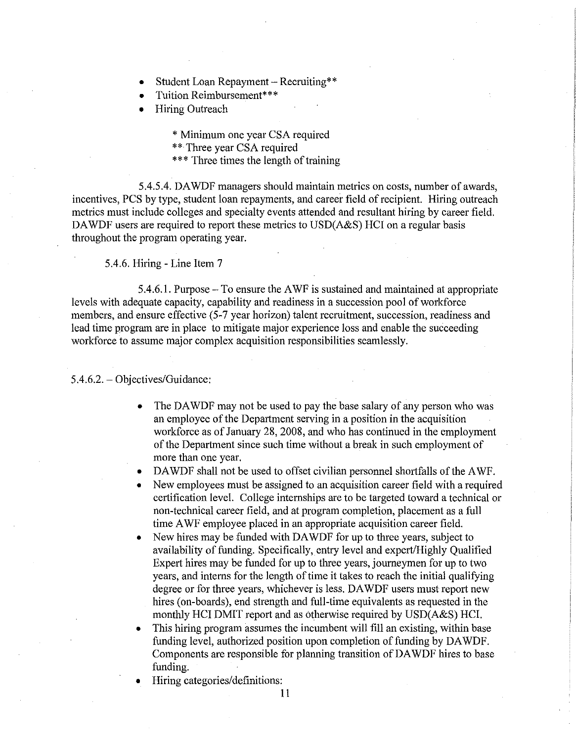- Student Loan Repayment – Recruiting**
- Tuition Reimbursement***
- Hiring Outreach

  * Minimum one year CSA required
  ** Three year CSA required
  *** Three times the length of training

5.4.5.4. DAWDF managers should maintain metrics on costs, number of awards, incentives, PCS by type, student loan repayments, and career field of recipient. Hiring outreach metrics must include colleges and specialty events attended and resultant hiring by career field. DAWDF users are required to report these metrics to USD(A&S) HCI on a regular basis throughout the program operating year.

5.4.6. Hiring - Line Item 7

5.4.6.1. Purpose – To ensure the AWF is sustained and maintained at appropriate levels with adequate capacity, capability and readiness in a succession pool of workforce members, and ensure effective (5-7 year horizon) talent recruitment, succession, readiness and lead time program are in place to mitigate major experience loss and enable the succeeding workforce to assume major complex acquisition responsibilities seamlessly.

5.4.6.2. – Objectives/Guidance:

- The DAWDF may not be used to pay the base salary of any person who was an employee of the Department serving in a position in the acquisition workforce as of January 28, 2008, and who has continued in the employment of the Department since such time without a break in such employment of more than one year.
- DAWDF shall not be used to offset civilian personnel shortfalls of the AWF.
- New employees must be assigned to an acquisition career field with a required certification level. College internships are to be targeted toward a technical or non-technical career field, and at program completion, placement as a full time AWF employee placed in an appropriate acquisition career field.
- New hires may be funded with DAWDF for up to three years, subject to availability of funding. Specifically, entry level and expert/Highly Qualified Expert hires may be funded for up to three years, journeymen for up to two years, and interns for the length of time it takes to reach the initial qualifying degree or for three years, whichever is less. DAWDF users must report new hires (on-boards), end strength and full-time equivalents as requested in the monthly HCI DMIT report and as otherwise required by USD(A&S) HCI.
- This hiring program assumes the incumbent will fill an existing, within base funding level, authorized position upon completion of funding by DAWDF. Components are responsible for planning transition of DAWDF hires to base funding.
- Hiring categories/definitions: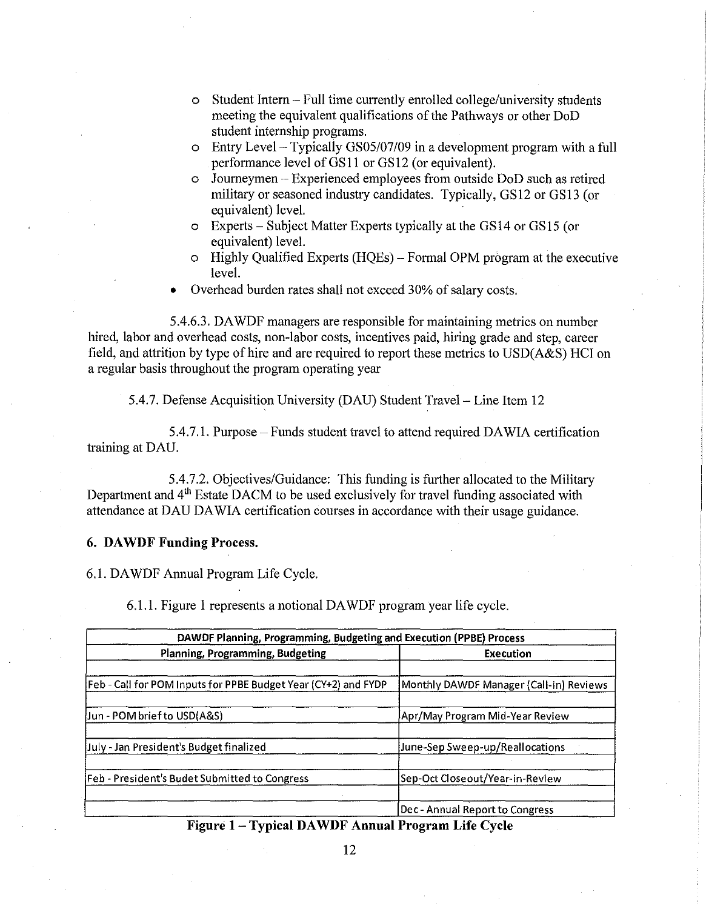- Student Intern – Full time currently enrolled college/university students meeting the equivalent qualifications of the Pathways or other DoD student internship programs.
- Entry Level – Typically GS05/07/09 in a development program with a full performance level of GS11 or GS12 (or equivalent).
- Journeymen – Experienced employees from outside DoD such as retired military or seasoned industry candidates. Typically, GS12 or GS13 (or equivalent) level.
- Experts – Subject Matter Experts typically at the GS14 or GS15 (or equivalent) level.
- Highly Qualified Experts (HQEs) – Formal OPM program at the executive level.

- Overhead burden rates shall not exceed 30% of salary costs.

5.4.6.3. DAWDF managers are responsible for maintaining metrics on number hired, labor and overhead costs, non-labor costs, incentives paid, hiring grade and step, career field, and attrition by type of hire and are required to report these metrics to USD(A&S) HCI on a regular basis throughout the program operating year

5.4.7. Defense Acquisition University (DAU) Student Travel – Line Item 12

5.4.7.1. Purpose – Funds student travel to attend required DAWIA certification training at DAU.

5.4.7.2. Objectives/Guidance: This funding is further allocated to the Military Department and 4th Estate DACM to be used exclusively for travel funding associated with attendance at DAU DAWIA certification courses in accordance with their usage guidance.

## 6. DAWDF Funding Process.

6.1. DAWDF Annual Program Life Cycle.

6.1.1. Figure 1 represents a notional DAWDF program year life cycle.

| DAWDF Planning, Programming, Budgeting and Execution (PPBE) Process | |
|---|---|
| **Planning, Programming, Budgeting** | **Execution** |
| Feb - Call for POM Inputs for PPBE Budget Year (CY+2) and FYDP | Monthly DAWDF Manager (Call-in) Reviews |
| Jun - POM brief to USD(A&S) | Apr/May Program Mid-Year Review |
| July - Jan President's Budget finalized | June-Sep Sweep-up/Reallocations |
| Feb - President's Budet Submitted to Congress | Sep-Oct Closeout/Year-in-Review |
| | Dec - Annual Report to Congress |

**Figure 1 – Typical DAWDF Annual Program Life Cycle**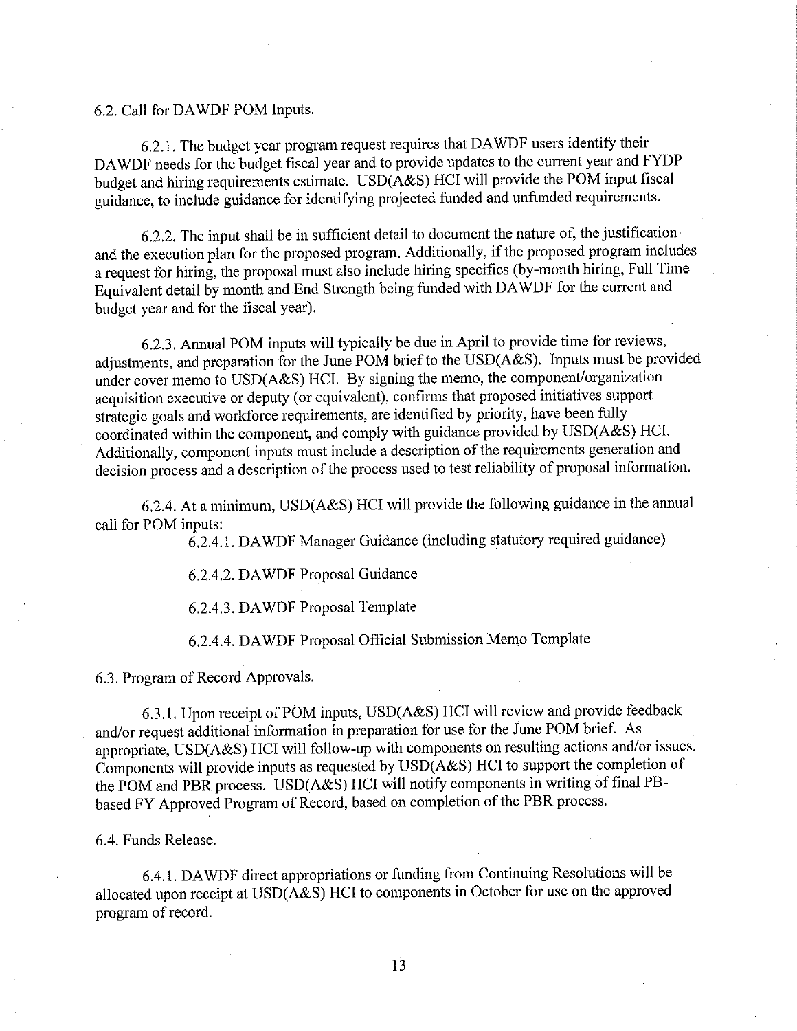6.2. Call for DAWDF POM Inputs.

6.2.1. The budget year program request requires that DAWDF users identify their DAWDF needs for the budget fiscal year and to provide updates to the current year and FYDP budget and hiring requirements estimate. USD(A&S) HCI will provide the POM input fiscal guidance, to include guidance for identifying projected funded and unfunded requirements.

6.2.2. The input shall be in sufficient detail to document the nature of, the justification and the execution plan for the proposed program. Additionally, if the proposed program includes a request for hiring, the proposal must also include hiring specifics (by-month hiring, Full Time Equivalent detail by month and End Strength being funded with DAWDF for the current and budget year and for the fiscal year).

6.2.3. Annual POM inputs will typically be due in April to provide time for reviews, adjustments, and preparation for the June POM brief to the USD(A&S). Inputs must be provided under cover memo to USD(A&S) HCI. By signing the memo, the component/organization acquisition executive or deputy (or equivalent), confirms that proposed initiatives support strategic goals and workforce requirements, are identified by priority, have been fully coordinated within the component, and comply with guidance provided by USD(A&S) HCI. Additionally, component inputs must include a description of the requirements generation and decision process and a description of the process used to test reliability of proposal information.

6.2.4. At a minimum, USD(A&S) HCI will provide the following guidance in the annual call for POM inputs:

6.2.4.1. DAWDF Manager Guidance (including statutory required guidance)

6.2.4.2. DAWDF Proposal Guidance

6.2.4.3. DAWDF Proposal Template

6.2.4.4. DAWDF Proposal Official Submission Memo Template

6.3. Program of Record Approvals.

6.3.1. Upon receipt of POM inputs, USD(A&S) HCI will review and provide feedback and/or request additional information in preparation for use for the June POM brief. As appropriate, USD(A&S) HCI will follow-up with components on resulting actions and/or issues. Components will provide inputs as requested by USD(A&S) HCI to support the completion of the POM and PBR process. USD(A&S) HCI will notify components in writing of final PB-based FY Approved Program of Record, based on completion of the PBR process.

6.4. Funds Release.

6.4.1. DAWDF direct appropriations or funding from Continuing Resolutions will be allocated upon receipt at USD(A&S) HCI to components in October for use on the approved program of record.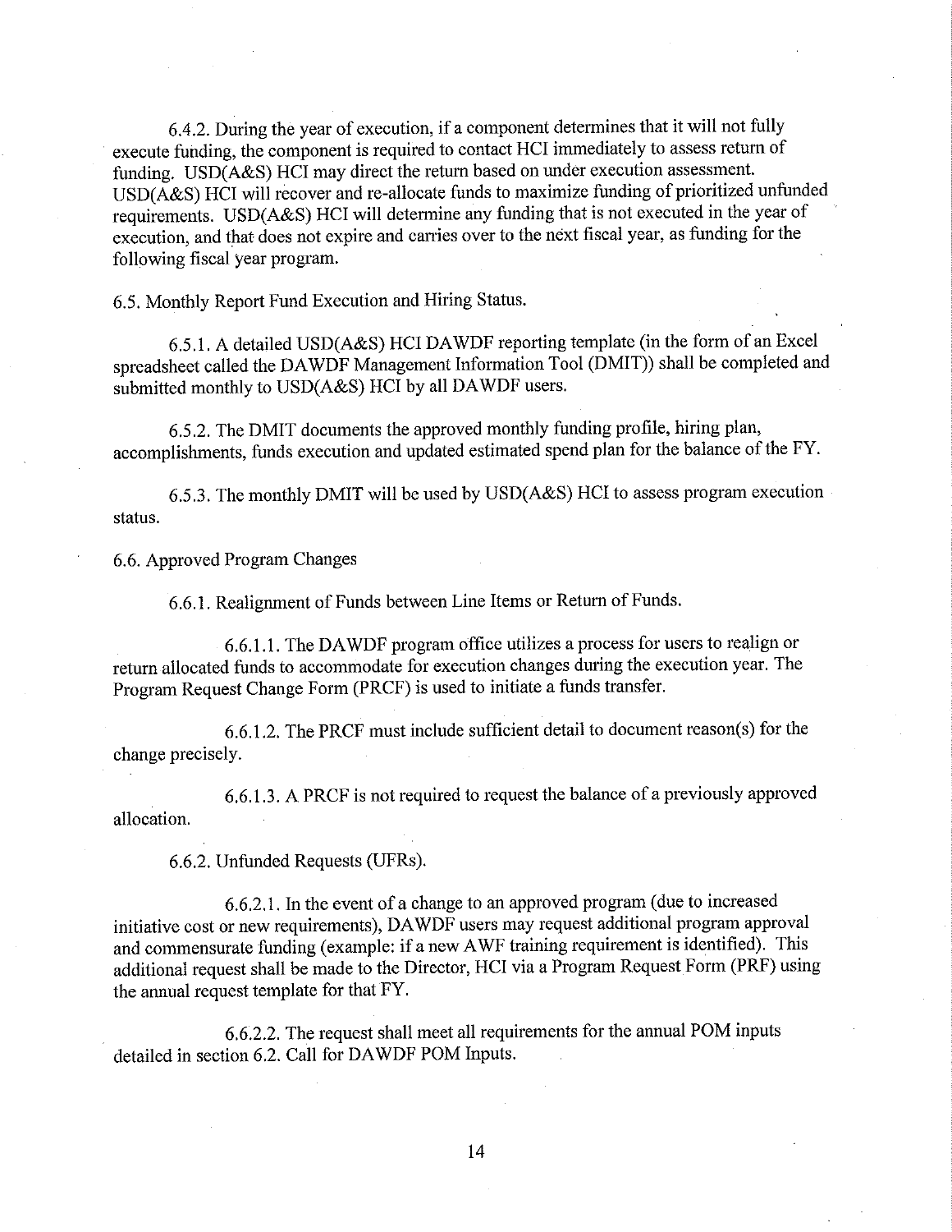6.4.2. During the year of execution, if a component determines that it will not fully execute funding, the component is required to contact HCI immediately to assess return of funding. USD(A&S) HCI may direct the return based on under execution assessment. USD(A&S) HCI will recover and re-allocate funds to maximize funding of prioritized unfunded requirements. USD(A&S) HCI will determine any funding that is not executed in the year of execution, and that does not expire and carries over to the next fiscal year, as funding for the following fiscal year program.

6.5. Monthly Report Fund Execution and Hiring Status.

6.5.1. A detailed USD(A&S) HCI DAWDF reporting template (in the form of an Excel spreadsheet called the DAWDF Management Information Tool (DMIT)) shall be completed and submitted monthly to USD(A&S) HCI by all DAWDF users.

6.5.2. The DMIT documents the approved monthly funding profile, hiring plan, accomplishments, funds execution and updated estimated spend plan for the balance of the FY.

6.5.3. The monthly DMIT will be used by USD(A&S) HCI to assess program execution status.

6.6. Approved Program Changes

6.6.1. Realignment of Funds between Line Items or Return of Funds.

6.6.1.1. The DAWDF program office utilizes a process for users to realign or return allocated funds to accommodate for execution changes during the execution year. The Program Request Change Form (PRCF) is used to initiate a funds transfer.

6.6.1.2. The PRCF must include sufficient detail to document reason(s) for the change precisely.

6.6.1.3. A PRCF is not required to request the balance of a previously approved allocation.

6.6.2. Unfunded Requests (UFRs).

6.6.2.1. In the event of a change to an approved program (due to increased initiative cost or new requirements), DAWDF users may request additional program approval and commensurate funding (example: if a new AWF training requirement is identified). This additional request shall be made to the Director, HCI via a Program Request Form (PRF) using the annual request template for that FY.

6.6.2.2. The request shall meet all requirements for the annual POM inputs detailed in section 6.2. Call for DAWDF POM Inputs.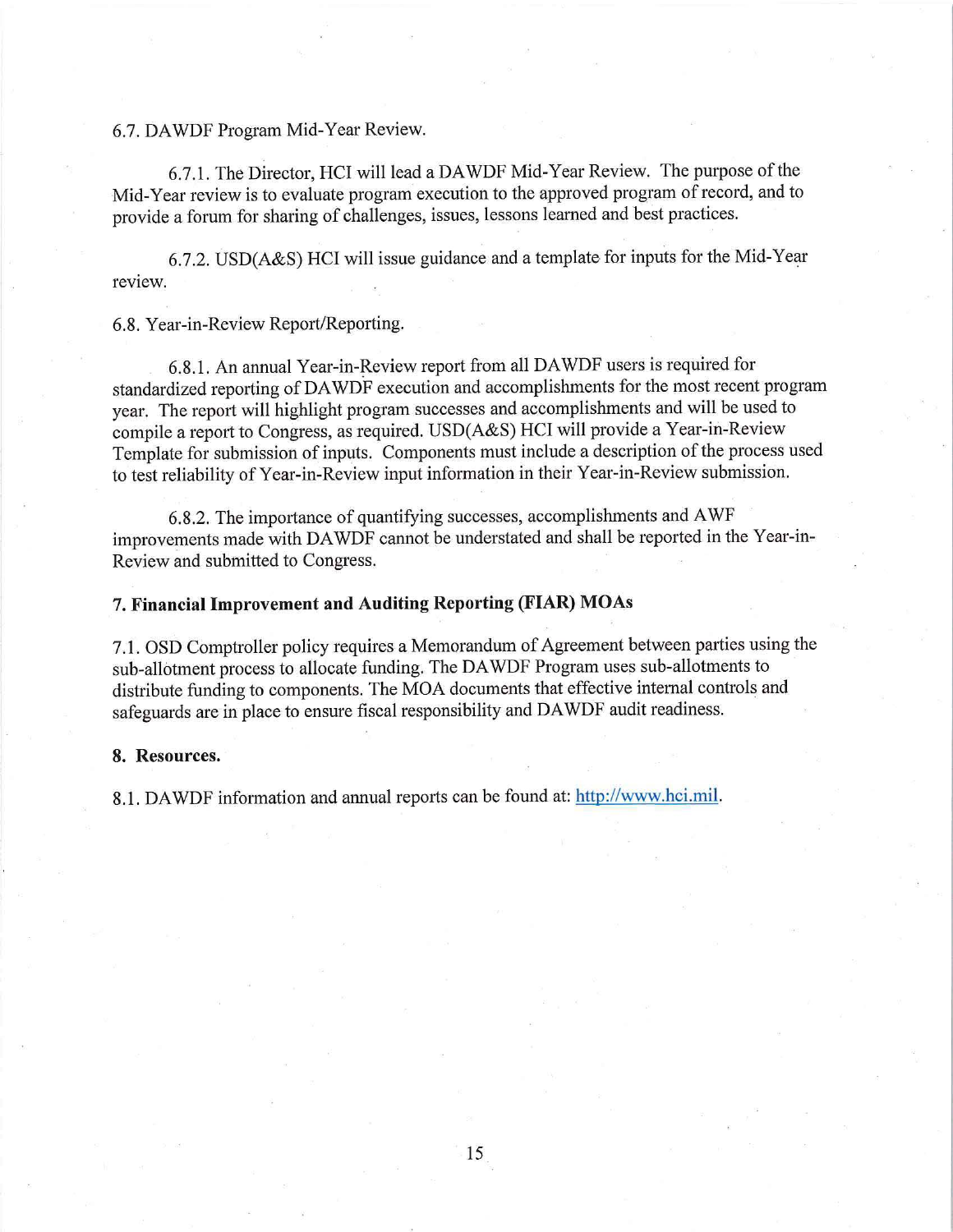6.7. DAWDF Program Mid-Year Review.

6.7.1. The Director, HCI will lead a DAWDF Mid-Year Review. The purpose of the Mid-Year review is to evaluate program execution to the approved program of record, and to provide a forum for sharing of challenges, issues, lessons learned and best practices.

6.7.2. USD(A&S) HCI will issue guidance and a template for inputs for the Mid-Year review.

6.8. Year-in-Review Report/Reporting.

6.8.1. An annual Year-in-Review report from all DAWDF users is required for standardized reporting of DAWDF execution and accomplishments for the most recent program year. The report will highlight program successes and accomplishments and will be used to compile a report to Congress, as required. USD(A&S) HCI will provide a Year-in-Review Template for submission of inputs. Components must include a description of the process used to test reliability of Year-in-Review input information in their Year-in-Review submission.

6.8.2. The importance of quantifying successes, accomplishments and AWF improvements made with DAWDF cannot be understated and shall be reported in the Year-in-Review and submitted to Congress.

## 7. Financial Improvement and Auditing Reporting (FIAR) MOAs

7.1. OSD Comptroller policy requires a Memorandum of Agreement between parties using the sub-allotment process to allocate funding. The DAWDF Program uses sub-allotments to distribute funding to components. The MOA documents that effective internal controls and safeguards are in place to ensure fiscal responsibility and DAWDF audit readiness.

## 8. Resources.

8.1. DAWDF information and annual reports can be found at: http://www.hci.mil.